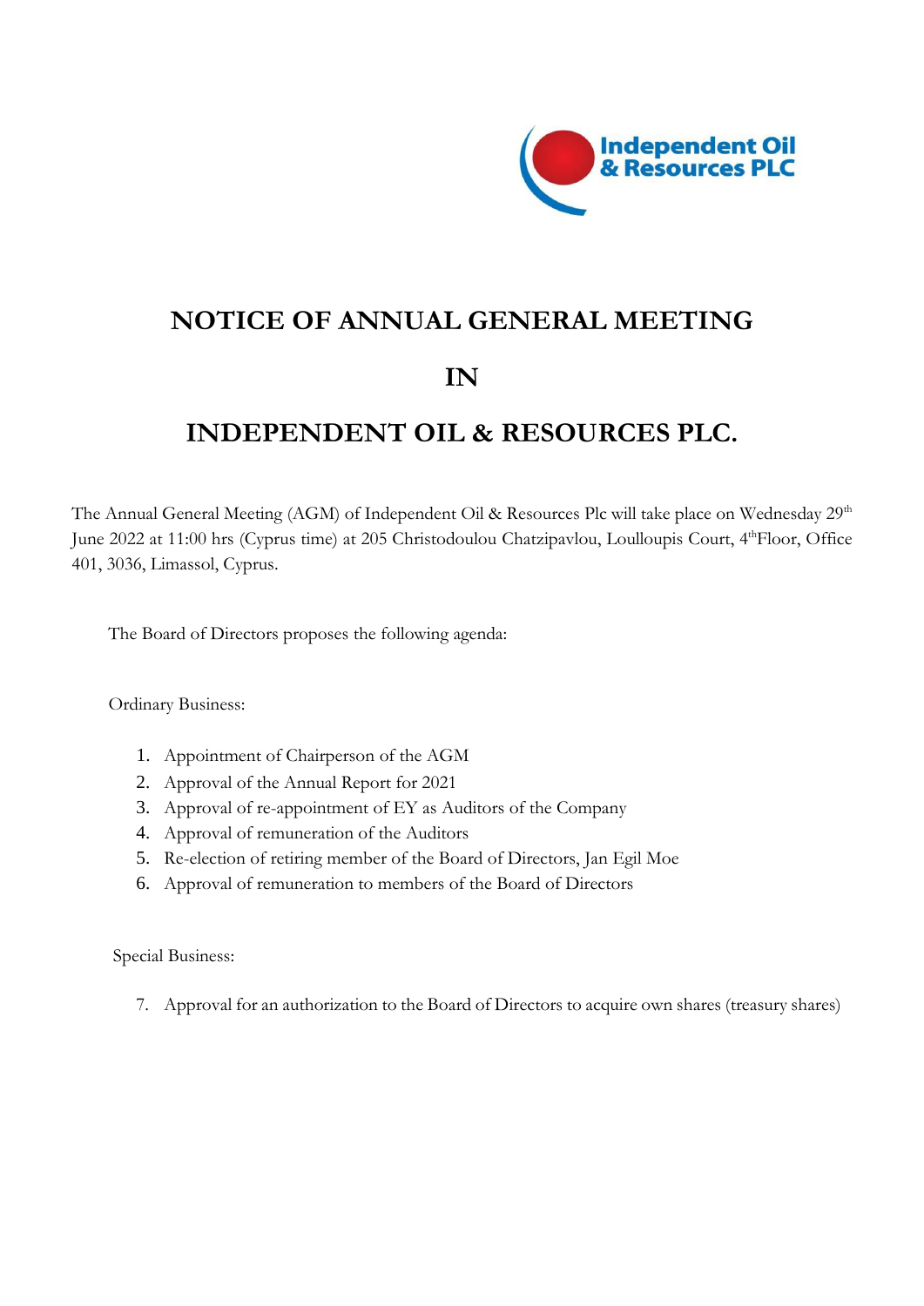# NOTICE OF ANNUAL GENERAL MEETING

# IN

# INDEPENDENT OIL & RESOURCES PLC.

The Annual General Meeting (AGM) of Independent Oil & Resources Plc will take place on Wednesday 29th June 2022 at 11:00 hrs (Cyprus time) at 205 Christodoulou Chatzipavlou, Loulloupis Court, 4th Floor, Office 401, 3036, Limassol, Cyprus.

The Board of Directors proposes the following agenda:

Ordinary Business:

1. Appointment of Chairperson of the AGM
2. Approval of the Annual Report for 2021
3. Approval of re-appointment of EY as Auditors of the Company
4. Approval of remuneration of the Auditors
5. Re-election of retiring member of the Board of Directors, Jan Egil Moe
6. Approval of remuneration to members of the Board of Directors

Special Business:

7. Approval for an authorization to the Board of Directors to acquire own shares (treasury shares)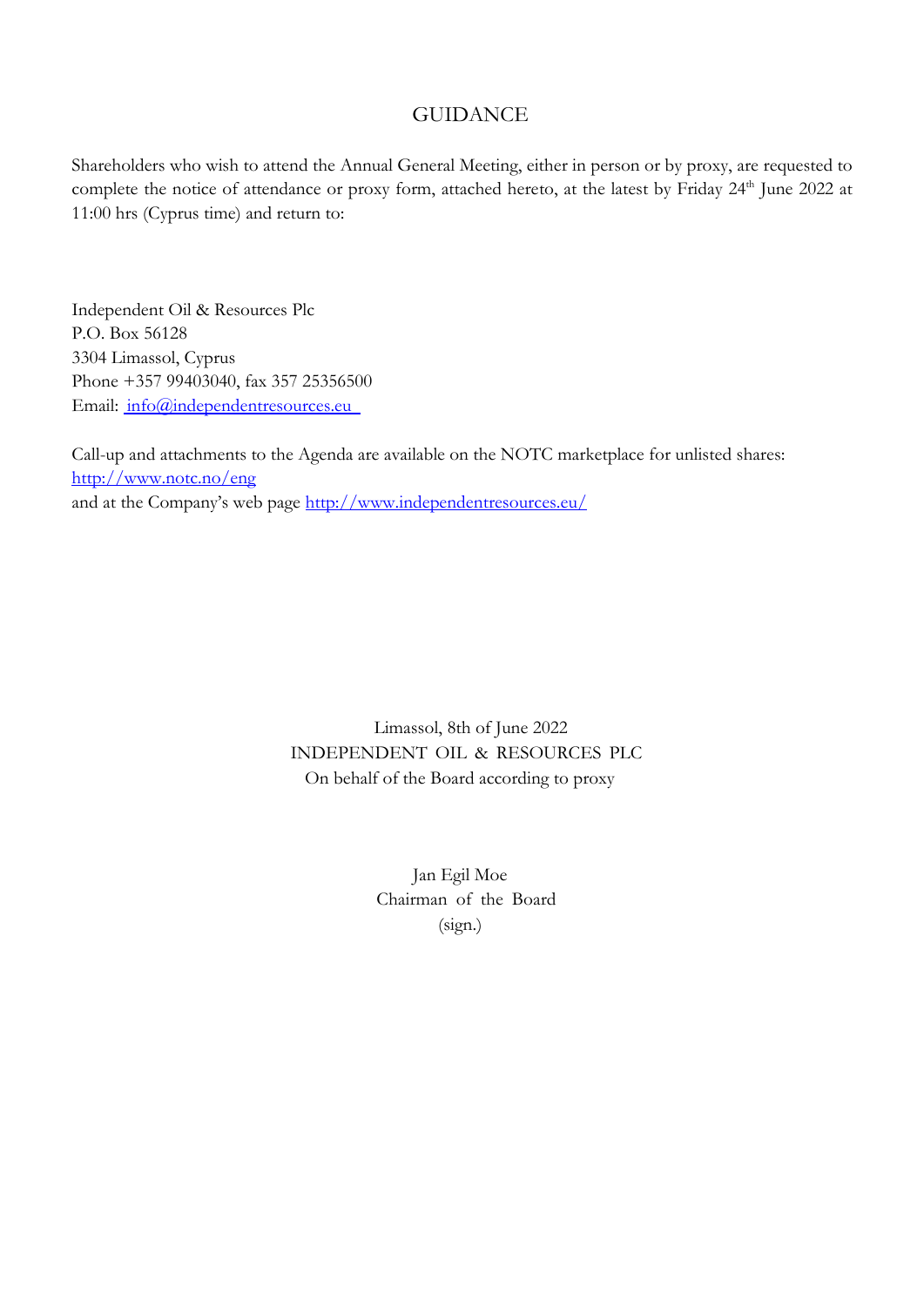# GUIDANCE

Shareholders who wish to attend the Annual General Meeting, either in person or by proxy, are requested to complete the notice of attendance or proxy form, attached hereto, at the latest by Friday 24th June 2022 at 11:00 hrs (Cyprus time) and return to:

Independent Oil & Resources Plc
P.O. Box 56128
3304 Limassol, Cyprus
Phone +357 99403040, fax 357 25356500
Email: info@independentresources.eu

Call-up and attachments to the Agenda are available on the NOTC marketplace for unlisted shares:
http://www.notc.no/eng
and at the Company's web page http://www.independentresources.eu/

Limassol, 8th of June 2022
INDEPENDENT OIL & RESOURCES PLC
On behalf of the Board according to proxy

Jan Egil Moe
Chairman of the Board
(sign.)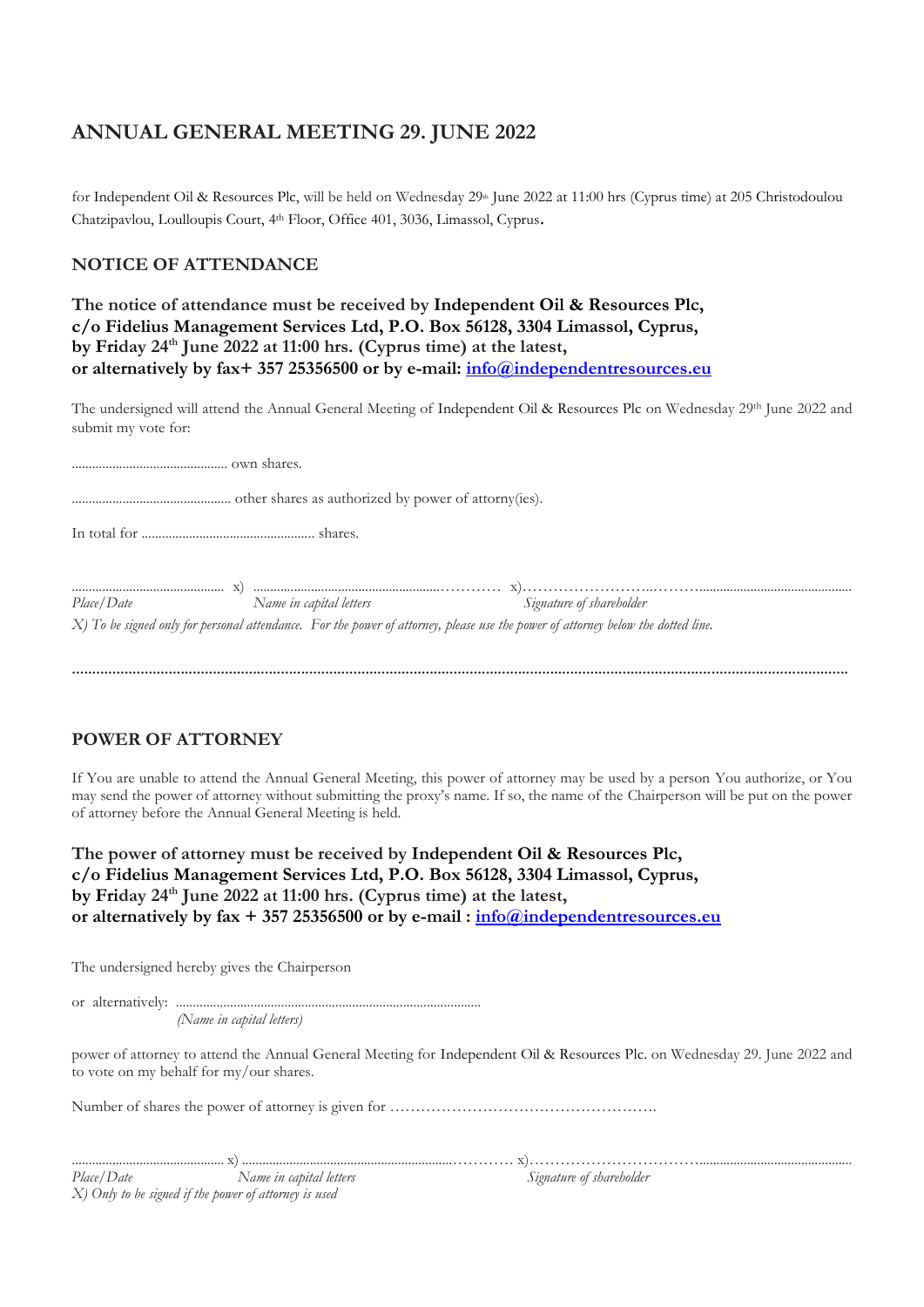# ANNUAL GENERAL MEETING 29. JUNE 2022

for Independent Oil & Resources Plc, will be held on Wednesday 29th June 2022 at 11:00 hrs (Cyprus time) at 205 Christodoulou Chatzipavlou, Loulloupis Court, 4th Floor, Office 401, 3036, Limassol, Cyprus.

## NOTICE OF ATTENDANCE

**The notice of attendance must be received by Independent Oil & Resources Plc, c/o Fidelius Management Services Ltd, P.O. Box 56128, 3304 Limassol, Cyprus, by Friday 24th June 2022 at 11:00 hrs. (Cyprus time) at the latest, or alternatively by fax+ 357 25356500 or by e-mail: [info@independentresources.eu](mailto:info@independentresources.eu)**

The undersigned will attend the Annual General Meeting of Independent Oil & Resources Plc on Wednesday 29th June 2022 and submit my vote for:

............................................ own shares.

............................................. other shares as authorized by power of attorny(ies).

In total for .................................................. shares.

............................................ x) ...................................................………… x)…………………….………...........................................

*Place/Date* *Name in capital letters* *Signature of shareholder*

*X) To be signed only for personal attendance. For the power of attorney, please use the power of attorney below the dotted line.*

..............................................................................................................................................................................

## POWER OF ATTORNEY

If You are unable to attend the Annual General Meeting, this power of attorney may be used by a person You authorize, or You may send the power of attorney without submitting the proxy's name. If so, the name of the Chairperson will be put on the power of attorney before the Annual General Meeting is held.

**The power of attorney must be received by Independent Oil & Resources Plc, c/o Fidelius Management Services Ltd, P.O. Box 56128, 3304 Limassol, Cyprus, by Friday 24th June 2022 at 11:00 hrs. (Cyprus time) at the latest, or alternatively by fax + 357 25356500 or by e-mail : [info@independentresources.eu](mailto:info@independentresources.eu)**

The undersigned hereby gives the Chairperson

or alternatively: .........................................................................................

*(Name in capital letters)*

power of attorney to attend the Annual General Meeting for Independent Oil & Resources Plc. on Wednesday 29. June 2022 and to vote on my behalf for my/our shares.

Number of shares the power of attorney is given for …………………………………………….

............................................ x) ............................................................………… x)…………………………….........................................

*Place/Date* *Name in capital letters* *Signature of shareholder*

*X) Only to be signed if the power of attorney is used*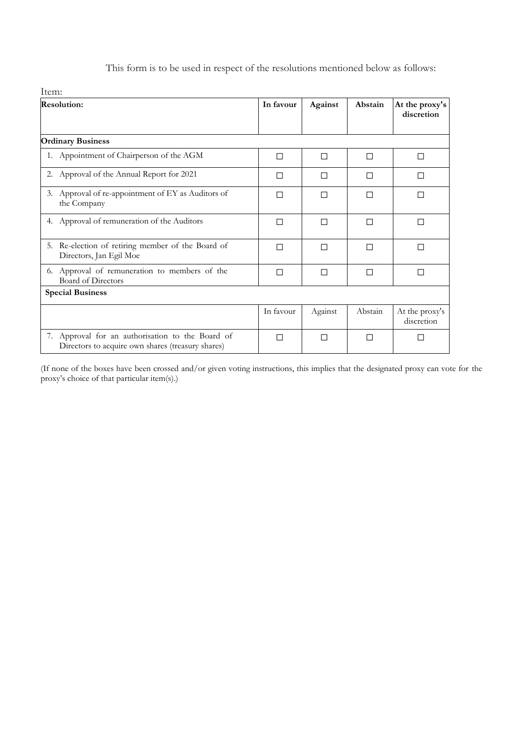This form is to be used in respect of the resolutions mentioned below as follows:

Item:

| Resolution: | In favour | Against | Abstain | At the proxy's discretion |
|---|---|---|---|---|
| **Ordinary Business** | | | | |
| 1. Appointment of Chairperson of the AGM | ☐ | ☐ | ☐ | ☐ |
| 2. Approval of the Annual Report for 2021 | ☐ | ☐ | ☐ | ☐ |
| 3. Approval of re-appointment of EY as Auditors of the Company | ☐ | ☐ | ☐ | ☐ |
| 4. Approval of remuneration of the Auditors | ☐ | ☐ | ☐ | ☐ |
| 5. Re-election of retiring member of the Board of Directors, Jan Egil Moe | ☐ | ☐ | ☐ | ☐ |
| 6. Approval of remuneration to members of the Board of Directors | ☐ | ☐ | ☐ | ☐ |
| **Special Business** | | | | |
| | In favour | Against | Abstain | At the proxy's discretion |
| 7. Approval for an authorisation to the Board of Directors to acquire own shares (treasury shares) | ☐ | ☐ | ☐ | ☐ |

(If none of the boxes have been crossed and/or given voting instructions, this implies that the designated proxy can vote for the proxy's choice of that particular item(s).)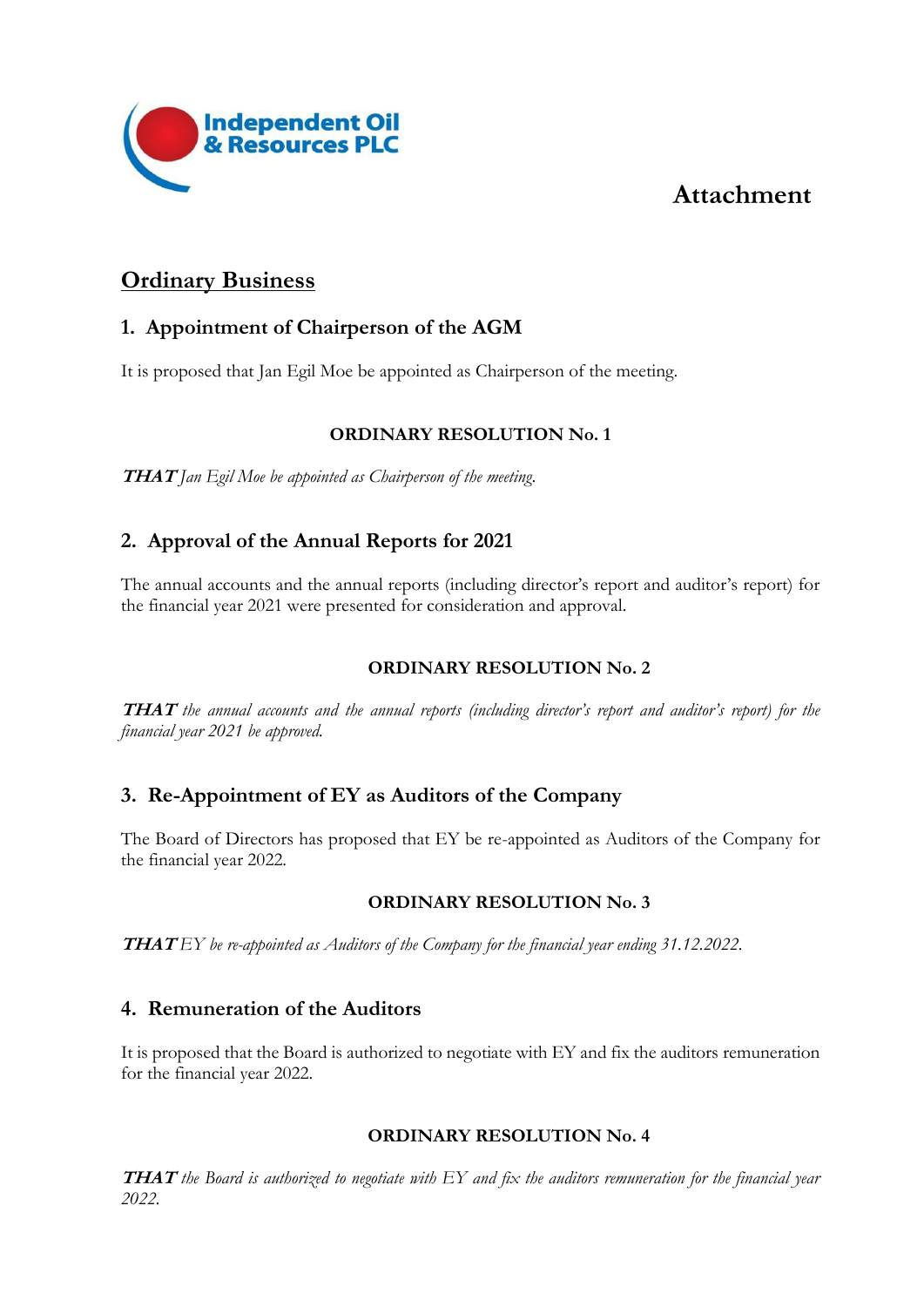Independent Oil & Resources PLC

# Attachment

## Ordinary Business

### 1. Appointment of Chairperson of the AGM

It is proposed that Jan Egil Moe be appointed as Chairperson of the meeting.

**ORDINARY RESOLUTION No. 1**

***THAT*** *Jan Egil Moe be appointed as Chairperson of the meeting.*

### 2. Approval of the Annual Reports for 2021

The annual accounts and the annual reports (including director's report and auditor's report) for the financial year 2021 were presented for consideration and approval.

**ORDINARY RESOLUTION No. 2**

***THAT*** *the annual accounts and the annual reports (including director's report and auditor's report) for the financial year 2021 be approved.*

### 3. Re-Appointment of EY as Auditors of the Company

The Board of Directors has proposed that EY be re-appointed as Auditors of the Company for the financial year 2022.

**ORDINARY RESOLUTION No. 3**

***THAT*** *EY be re-appointed as Auditors of the Company for the financial year ending 31.12.2022.*

### 4. Remuneration of the Auditors

It is proposed that the Board is authorized to negotiate with EY and fix the auditors remuneration for the financial year 2022.

**ORDINARY RESOLUTION No. 4**

***THAT*** *the Board is authorized to negotiate with EY and fix the auditors remuneration for the financial year 2022.*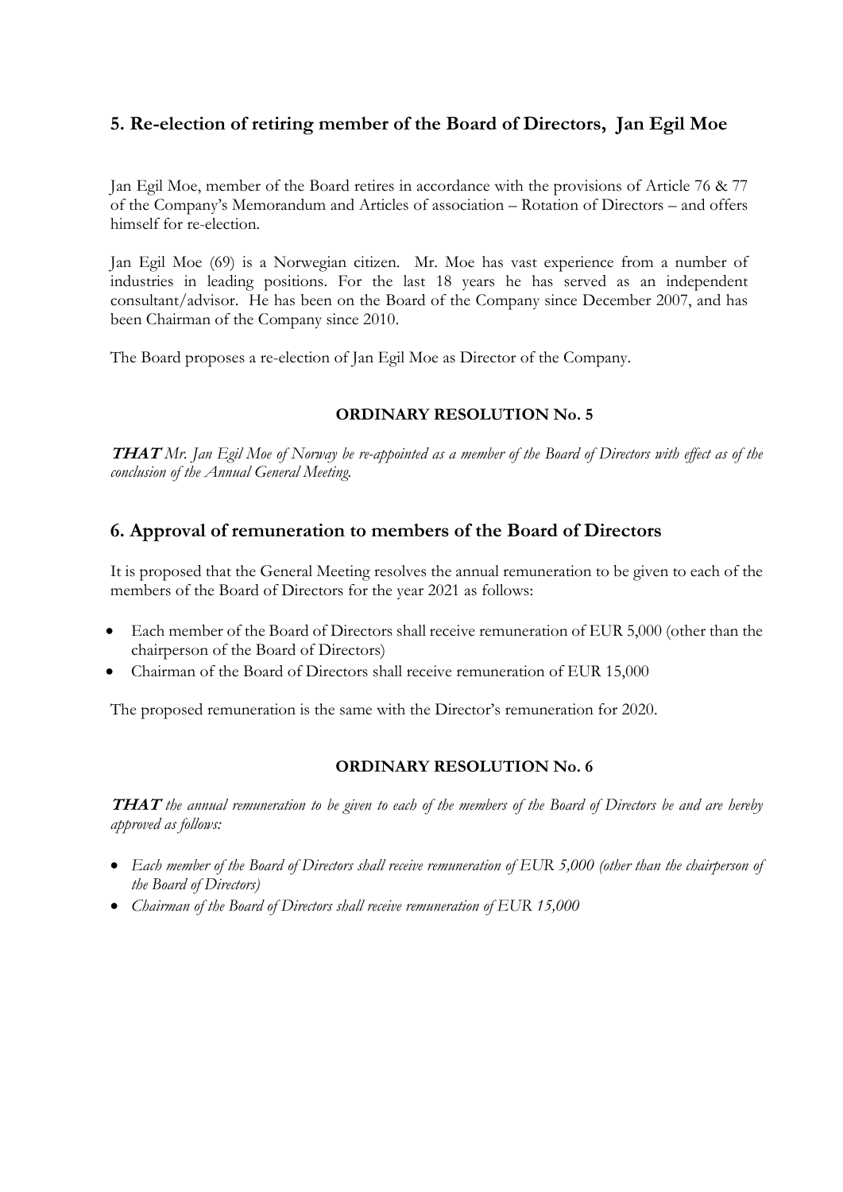## 5. Re-election of retiring member of the Board of Directors, Jan Egil Moe

Jan Egil Moe, member of the Board retires in accordance with the provisions of Article 76 & 77 of the Company's Memorandum and Articles of association – Rotation of Directors – and offers himself for re-election.

Jan Egil Moe (69) is a Norwegian citizen. Mr. Moe has vast experience from a number of industries in leading positions. For the last 18 years he has served as an independent consultant/advisor. He has been on the Board of the Company since December 2007, and has been Chairman of the Company since 2010.

The Board proposes a re-election of Jan Egil Moe as Director of the Company.

**ORDINARY RESOLUTION No. 5**

***THAT*** *Mr. Jan Egil Moe of Norway be re-appointed as a member of the Board of Directors with effect as of the conclusion of the Annual General Meeting.*

## 6. Approval of remuneration to members of the Board of Directors

It is proposed that the General Meeting resolves the annual remuneration to be given to each of the members of the Board of Directors for the year 2021 as follows:

- Each member of the Board of Directors shall receive remuneration of EUR 5,000 (other than the chairperson of the Board of Directors)
- Chairman of the Board of Directors shall receive remuneration of EUR 15,000

The proposed remuneration is the same with the Director's remuneration for 2020.

**ORDINARY RESOLUTION No. 6**

***THAT*** *the annual remuneration to be given to each of the members of the Board of Directors be and are hereby approved as follows:*

- *Each member of the Board of Directors shall receive remuneration of EUR 5,000 (other than the chairperson of the Board of Directors)*
- *Chairman of the Board of Directors shall receive remuneration of EUR 15,000*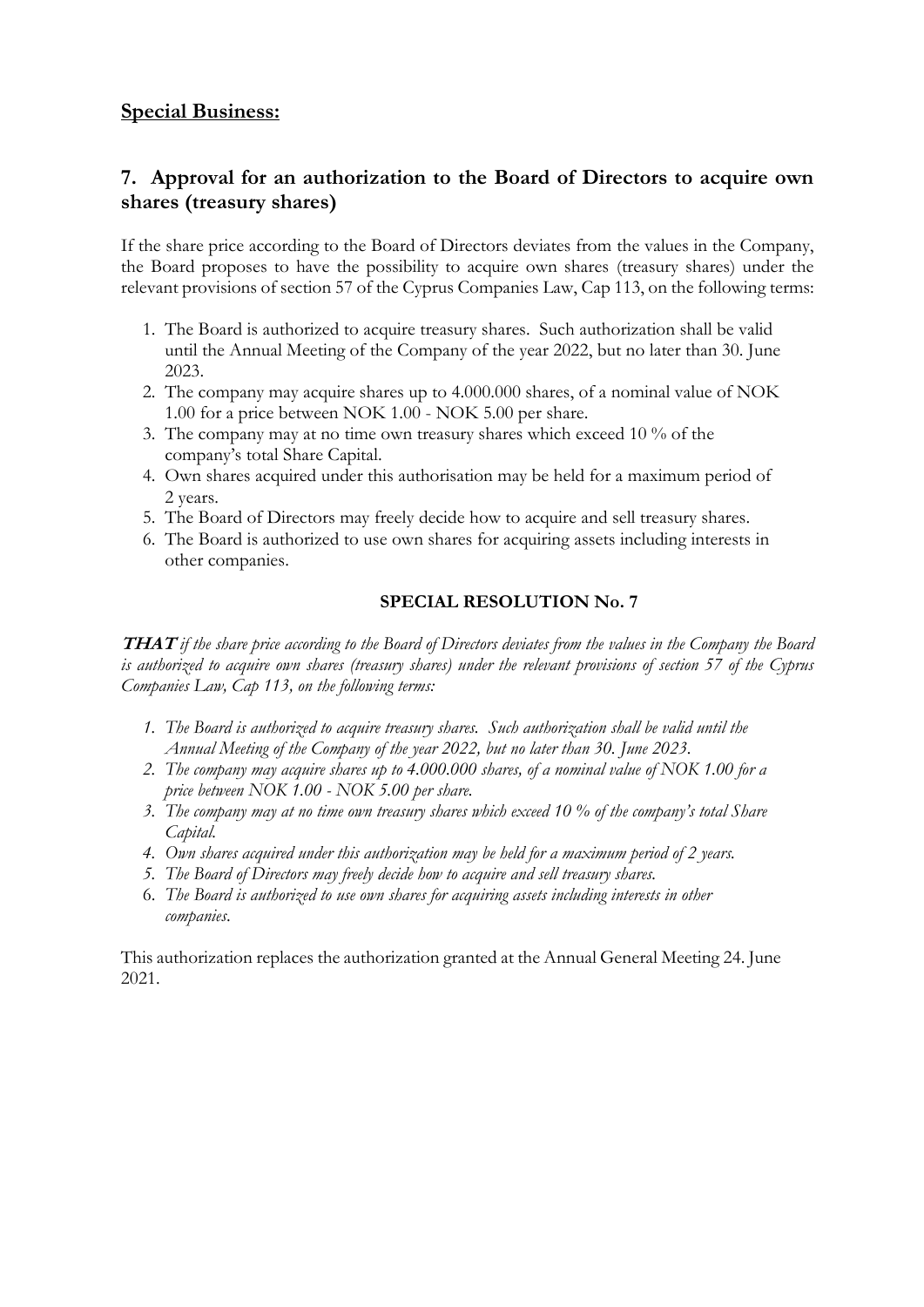## Special Business:

## 7. Approval for an authorization to the Board of Directors to acquire own shares (treasury shares)

If the share price according to the Board of Directors deviates from the values in the Company, the Board proposes to have the possibility to acquire own shares (treasury shares) under the relevant provisions of section 57 of the Cyprus Companies Law, Cap 113, on the following terms:

1. The Board is authorized to acquire treasury shares. Such authorization shall be valid until the Annual Meeting of the Company of the year 2022, but no later than 30. June 2023.
2. The company may acquire shares up to 4.000.000 shares, of a nominal value of NOK 1.00 for a price between NOK 1.00 - NOK 5.00 per share.
3. The company may at no time own treasury shares which exceed 10 % of the company's total Share Capital.
4. Own shares acquired under this authorisation may be held for a maximum period of 2 years.
5. The Board of Directors may freely decide how to acquire and sell treasury shares.
6. The Board is authorized to use own shares for acquiring assets including interests in other companies.

**SPECIAL RESOLUTION No. 7**

***THAT*** *if the share price according to the Board of Directors deviates from the values in the Company the Board is authorized to acquire own shares (treasury shares) under the relevant provisions of section 57 of the Cyprus Companies Law, Cap 113, on the following terms:*

1. *The Board is authorized to acquire treasury shares. Such authorization shall be valid until the Annual Meeting of the Company of the year 2022, but no later than 30. June 2023.*
2. *The company may acquire shares up to 4.000.000 shares, of a nominal value of NOK 1.00 for a price between NOK 1.00 - NOK 5.00 per share.*
3. *The company may at no time own treasury shares which exceed 10 % of the company's total Share Capital.*
4. *Own shares acquired under this authorization may be held for a maximum period of 2 years.*
5. *The Board of Directors may freely decide how to acquire and sell treasury shares.*
6. *The Board is authorized to use own shares for acquiring assets including interests in other companies.*

This authorization replaces the authorization granted at the Annual General Meeting 24. June 2021.